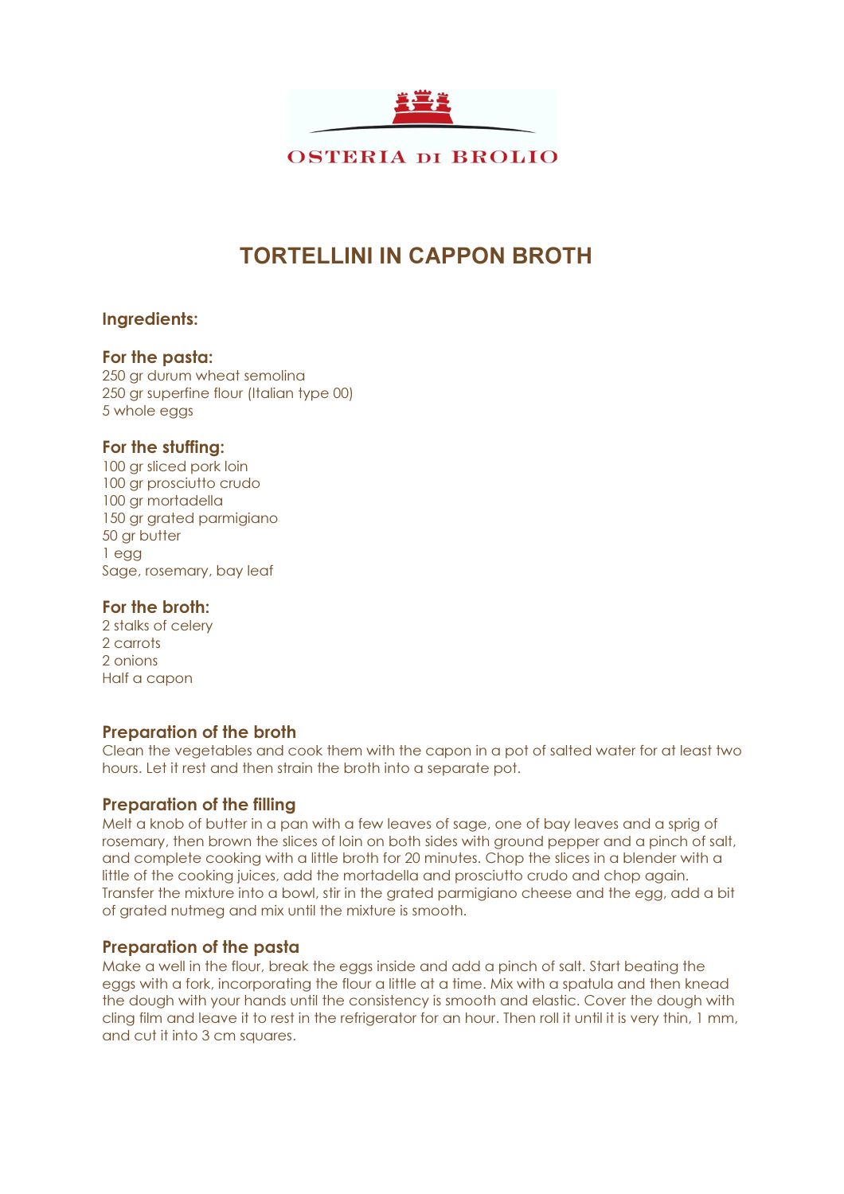OSTERIA DI BROLIO

# TORTELLINI IN CAPPON BROTH

## Ingredients:

### For the pasta:

250 gr durum wheat semolina
250 gr superfine flour (Italian type 00)
5 whole eggs

### For the stuffing:

100 gr sliced pork loin
100 gr prosciutto crudo
100 gr mortadella
150 gr grated parmigiano
50 gr butter
1 egg
Sage, rosemary, bay leaf

### For the broth:

2 stalks of celery
2 carrots
2 onions
Half a capon

### Preparation of the broth

Clean the vegetables and cook them with the capon in a pot of salted water for at least two hours. Let it rest and then strain the broth into a separate pot.

### Preparation of the filling

Melt a knob of butter in a pan with a few leaves of sage, one of bay leaves and a sprig of rosemary, then brown the slices of loin on both sides with ground pepper and a pinch of salt, and complete cooking with a little broth for 20 minutes. Chop the slices in a blender with a little of the cooking juices, add the mortadella and prosciutto crudo and chop again. Transfer the mixture into a bowl, stir in the grated parmigiano cheese and the egg, add a bit of grated nutmeg and mix until the mixture is smooth.

### Preparation of the pasta

Make a well in the flour, break the eggs inside and add a pinch of salt. Start beating the eggs with a fork, incorporating the flour a little at a time. Mix with a spatula and then knead the dough with your hands until the consistency is smooth and elastic. Cover the dough with cling film and leave it to rest in the refrigerator for an hour. Then roll it until it is very thin, 1 mm, and cut it into 3 cm squares.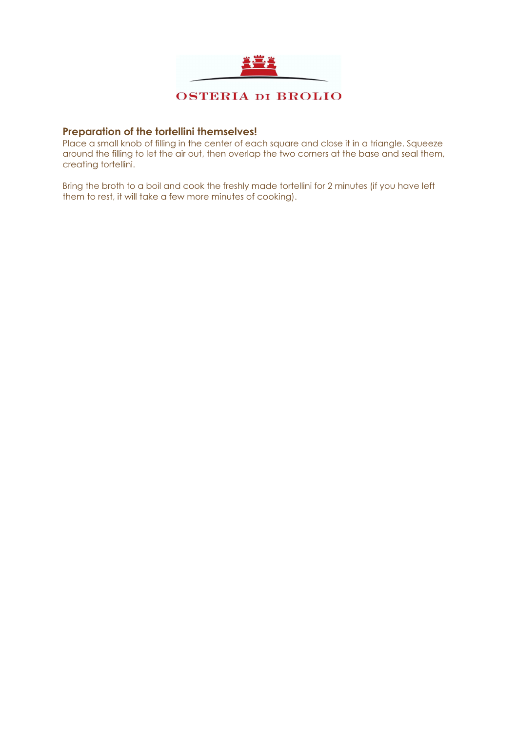## Preparation of the tortellini themselves!

Place a small knob of filling in the center of each square and close it in a triangle. Squeeze around the filling to let the air out, then overlap the two corners at the base and seal them, creating tortellini.

Bring the broth to a boil and cook the freshly made tortellini for 2 minutes (if you have left them to rest, it will take a few more minutes of cooking).